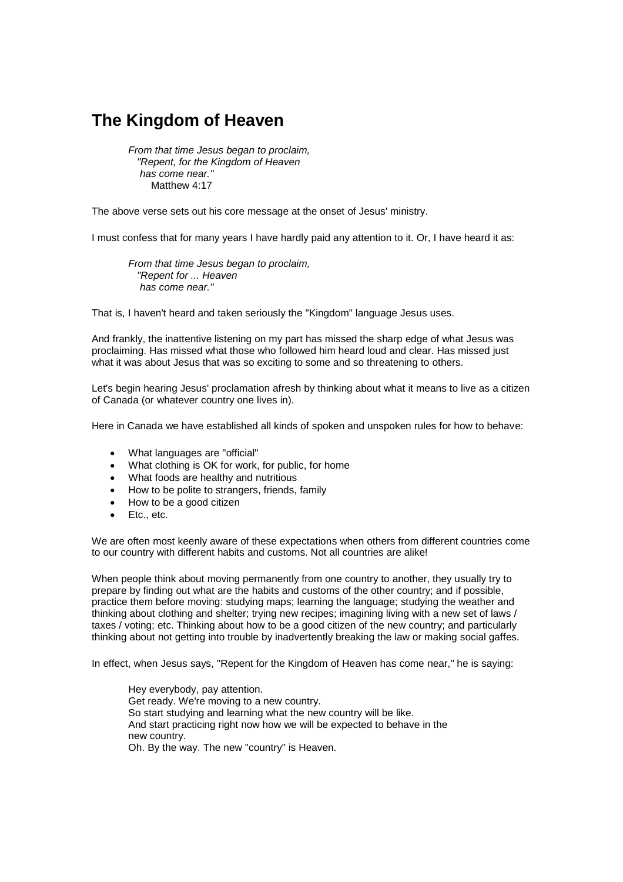# The Kingdom of Heaven

> *From that time Jesus began to proclaim,*
> *"Repent, for the Kingdom of Heaven*
> *has come near."*
> Matthew 4:17

The above verse sets out his core message at the onset of Jesus' ministry.

I must confess that for many years I have hardly paid any attention to it. Or, I have heard it as:

> *From that time Jesus began to proclaim,*
> *"Repent for ... Heaven*
> *has come near."*

That is, I haven't heard and taken seriously the "Kingdom" language Jesus uses.

And frankly, the inattentive listening on my part has missed the sharp edge of what Jesus was proclaiming. Has missed what those who followed him heard loud and clear. Has missed just what it was about Jesus that was so exciting to some and so threatening to others.

Let's begin hearing Jesus' proclamation afresh by thinking about what it means to live as a citizen of Canada (or whatever country one lives in).

Here in Canada we have established all kinds of spoken and unspoken rules for how to behave:

- What languages are "official"
- What clothing is OK for work, for public, for home
- What foods are healthy and nutritious
- How to be polite to strangers, friends, family
- How to be a good citizen
- Etc., etc.

We are often most keenly aware of these expectations when others from different countries come to our country with different habits and customs. Not all countries are alike!

When people think about moving permanently from one country to another, they usually try to prepare by finding out what are the habits and customs of the other country; and if possible, practice them before moving: studying maps; learning the language; studying the weather and thinking about clothing and shelter; trying new recipes; imagining living with a new set of laws / taxes / voting; etc. Thinking about how to be a good citizen of the new country; and particularly thinking about not getting into trouble by inadvertently breaking the law or making social gaffes.

In effect, when Jesus says, "Repent for the Kingdom of Heaven has come near," he is saying:

> Hey everybody, pay attention.
> Get ready. We're moving to a new country.
> So start studying and learning what the new country will be like.
> And start practicing right now how we will be expected to behave in the new country.
> Oh. By the way. The new "country" is Heaven.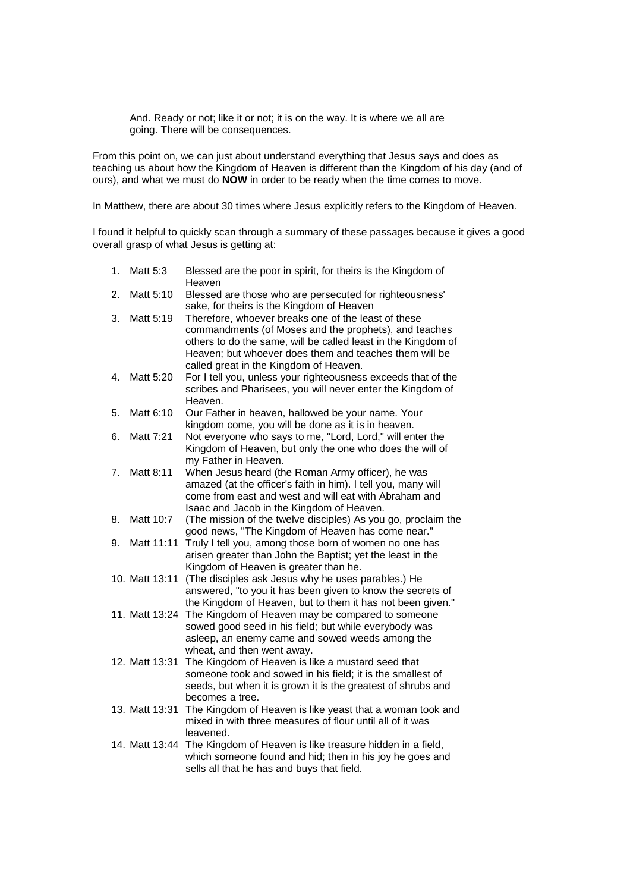> And. Ready or not; like it or not; it is on the way. It is where we all are going. There will be consequences.

From this point on, we can just about understand everything that Jesus says and does as teaching us about how the Kingdom of Heaven is different than the Kingdom of his day (and of ours), and what we must do **NOW** in order to be ready when the time comes to move.

In Matthew, there are about 30 times where Jesus explicitly refers to the Kingdom of Heaven.

I found it helpful to quickly scan through a summary of these passages because it gives a good overall grasp of what Jesus is getting at:

1. Matt 5:3 Blessed are the poor in spirit, for theirs is the Kingdom of Heaven
2. Matt 5:10 Blessed are those who are persecuted for righteousness' sake, for theirs is the Kingdom of Heaven
3. Matt 5:19 Therefore, whoever breaks one of the least of these commandments (of Moses and the prophets), and teaches others to do the same, will be called least in the Kingdom of Heaven; but whoever does them and teaches them will be called great in the Kingdom of Heaven.
4. Matt 5:20 For I tell you, unless your righteousness exceeds that of the scribes and Pharisees, you will never enter the Kingdom of Heaven.
5. Matt 6:10 Our Father in heaven, hallowed be your name. Your kingdom come, you will be done as it is in heaven.
6. Matt 7:21 Not everyone who says to me, "Lord, Lord," will enter the Kingdom of Heaven, but only the one who does the will of my Father in Heaven.
7. Matt 8:11 When Jesus heard (the Roman Army officer), he was amazed (at the officer's faith in him). I tell you, many will come from east and west and will eat with Abraham and Isaac and Jacob in the Kingdom of Heaven.
8. Matt 10:7 (The mission of the twelve disciples) As you go, proclaim the good news, "The Kingdom of Heaven has come near."
9. Matt 11:11 Truly I tell you, among those born of women no one has arisen greater than John the Baptist; yet the least in the Kingdom of Heaven is greater than he.
10. Matt 13:11 (The disciples ask Jesus why he uses parables.) He answered, "to you it has been given to know the secrets of the Kingdom of Heaven, but to them it has not been given."
11. Matt 13:24 The Kingdom of Heaven may be compared to someone sowed good seed in his field; but while everybody was asleep, an enemy came and sowed weeds among the wheat, and then went away.
12. Matt 13:31 The Kingdom of Heaven is like a mustard seed that someone took and sowed in his field; it is the smallest of seeds, but when it is grown it is the greatest of shrubs and becomes a tree.
13. Matt 13:31 The Kingdom of Heaven is like yeast that a woman took and mixed in with three measures of flour until all of it was leavened.
14. Matt 13:44 The Kingdom of Heaven is like treasure hidden in a field, which someone found and hid; then in his joy he goes and sells all that he has and buys that field.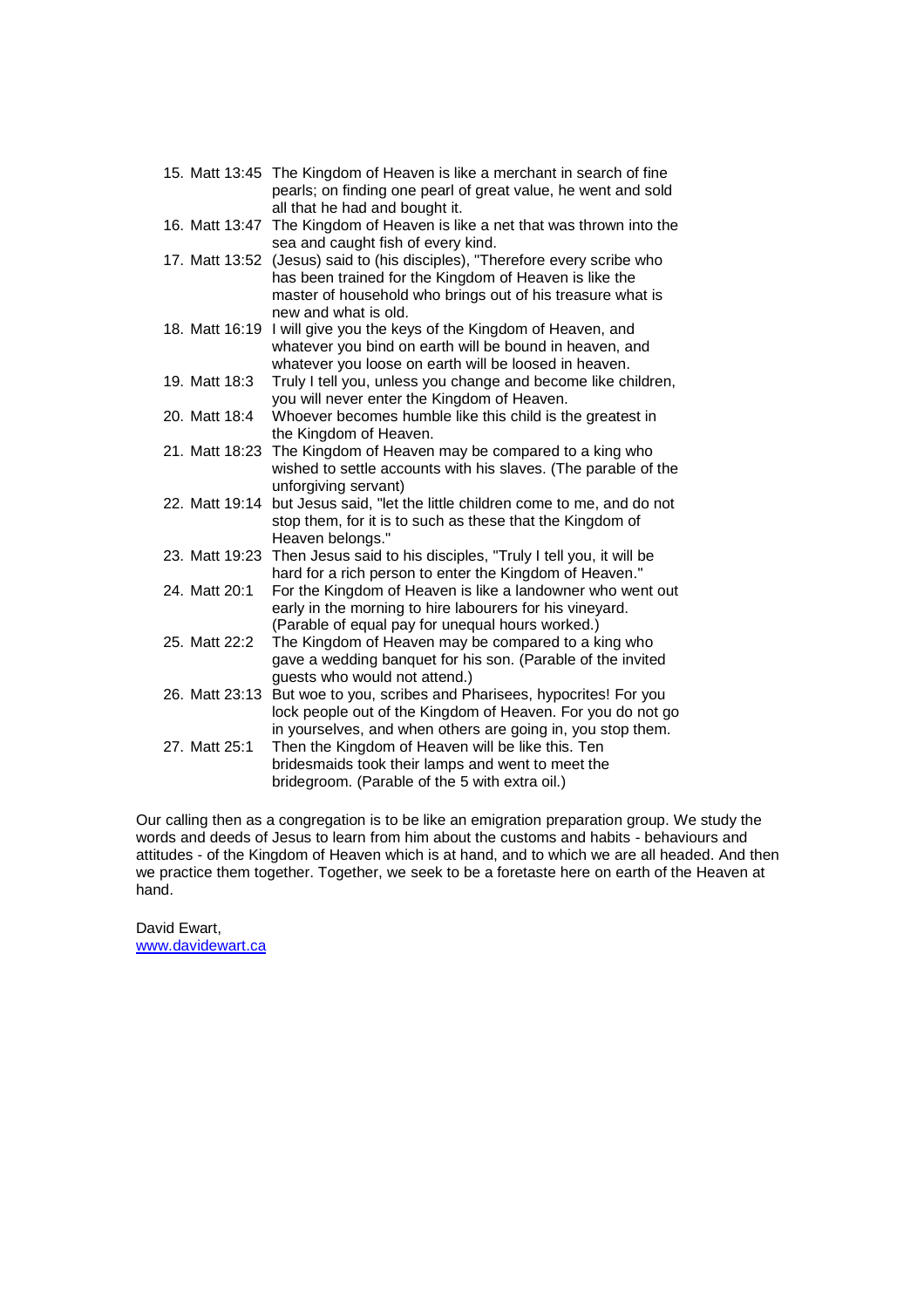15. Matt 13:45 The Kingdom of Heaven is like a merchant in search of fine pearls; on finding one pearl of great value, he went and sold all that he had and bought it.
16. Matt 13:47 The Kingdom of Heaven is like a net that was thrown into the sea and caught fish of every kind.
17. Matt 13:52 (Jesus) said to (his disciples), "Therefore every scribe who has been trained for the Kingdom of Heaven is like the master of household who brings out of his treasure what is new and what is old.
18. Matt 16:19 I will give you the keys of the Kingdom of Heaven, and whatever you bind on earth will be bound in heaven, and whatever you loose on earth will be loosed in heaven.
19. Matt 18:3 Truly I tell you, unless you change and become like children, you will never enter the Kingdom of Heaven.
20. Matt 18:4 Whoever becomes humble like this child is the greatest in the Kingdom of Heaven.
21. Matt 18:23 The Kingdom of Heaven may be compared to a king who wished to settle accounts with his slaves. (The parable of the unforgiving servant)
22. Matt 19:14 but Jesus said, "let the little children come to me, and do not stop them, for it is to such as these that the Kingdom of Heaven belongs."
23. Matt 19:23 Then Jesus said to his disciples, "Truly I tell you, it will be hard for a rich person to enter the Kingdom of Heaven."
24. Matt 20:1 For the Kingdom of Heaven is like a landowner who went out early in the morning to hire labourers for his vineyard. (Parable of equal pay for unequal hours worked.)
25. Matt 22:2 The Kingdom of Heaven may be compared to a king who gave a wedding banquet for his son. (Parable of the invited guests who would not attend.)
26. Matt 23:13 But woe to you, scribes and Pharisees, hypocrites! For you lock people out of the Kingdom of Heaven. For you do not go in yourselves, and when others are going in, you stop them.
27. Matt 25:1 Then the Kingdom of Heaven will be like this. Ten bridesmaids took their lamps and went to meet the bridegroom. (Parable of the 5 with extra oil.)

Our calling then as a congregation is to be like an emigration preparation group. We study the words and deeds of Jesus to learn from him about the customs and habits - behaviours and attitudes - of the Kingdom of Heaven which is at hand, and to which we are all headed. And then we practice them together. Together, we seek to be a foretaste here on earth of the Heaven at hand.

David Ewart,
www.davidewart.ca